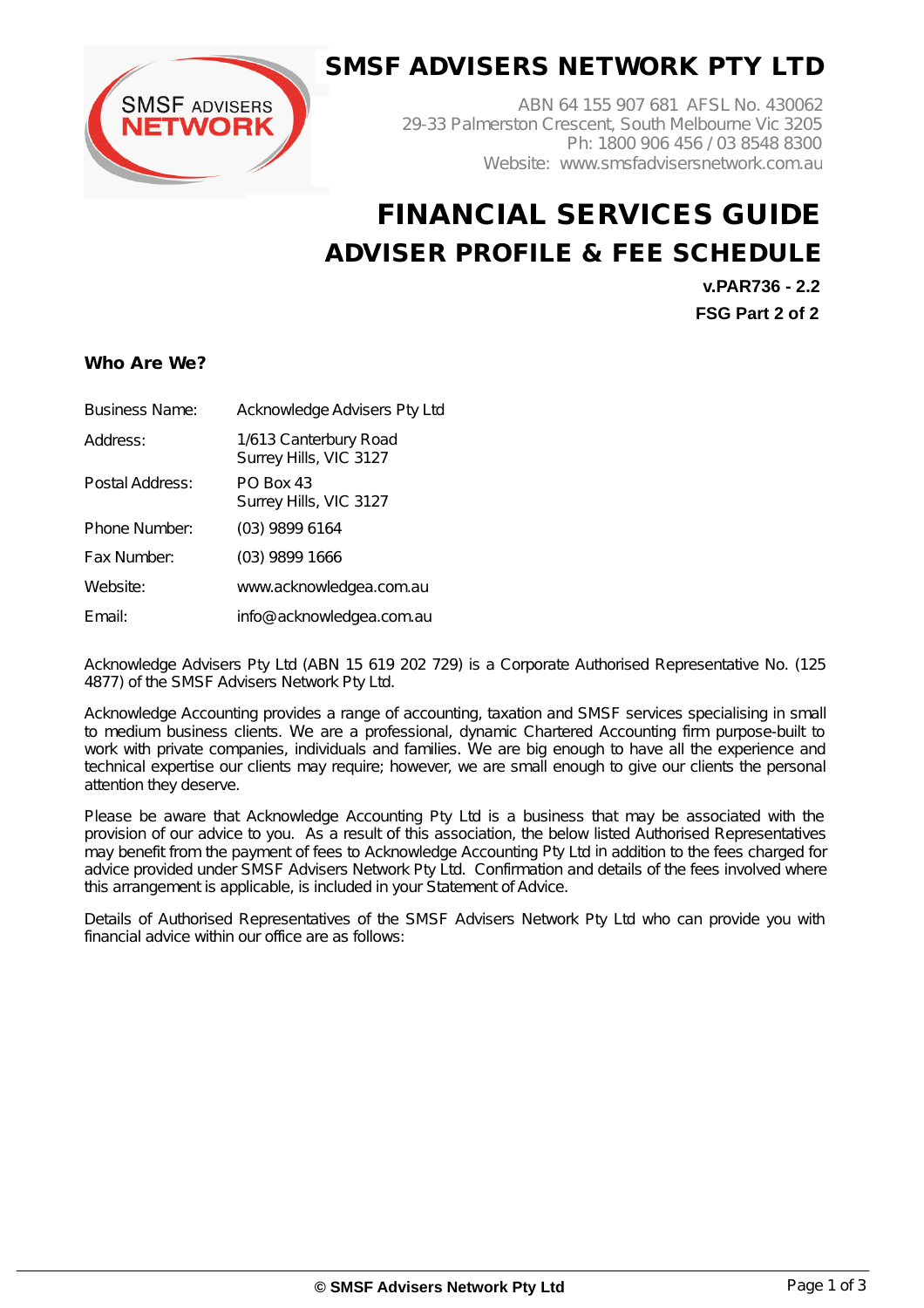# SMSF ADVISERS NETWORK PTY LTD

ABN 64 155 907 681 AFSL No. 430062
29-33 Palmerston Crescent, South Melbourne Vic 3205
Ph: 1800 906 456 / 03 8548 8300
Website: www.smsfadvisersnetwork.com.au

# FINANCIAL SERVICES GUIDE
## ADVISER PROFILE & FEE SCHEDULE

**v.PAR736 - 2.2**
**FSG Part 2 of 2**

### Who Are We?

| | |
|---|---|
| Business Name: | Acknowledge Advisers Pty Ltd |
| Address: | 1/613 Canterbury Road<br>Surrey Hills, VIC 3127 |
| Postal Address: | PO Box 43<br>Surrey Hills, VIC 3127 |
| Phone Number: | (03) 9899 6164 |
| Fax Number: | (03) 9899 1666 |
| Website: | www.acknowledgea.com.au |
| Email: | info@acknowledgea.com.au |

Acknowledge Advisers Pty Ltd (ABN 15 619 202 729) is a Corporate Authorised Representative No. (125 4877) of the SMSF Advisers Network Pty Ltd.

Acknowledge Accounting provides a range of accounting, taxation and SMSF services specialising in small to medium business clients. We are a professional, dynamic Chartered Accounting firm purpose-built to work with private companies, individuals and families. We are big enough to have all the experience and technical expertise our clients may require; however, we are small enough to give our clients the personal attention they deserve.

Please be aware that Acknowledge Accounting Pty Ltd is a business that may be associated with the provision of our advice to you. As a result of this association, the below listed Authorised Representatives may benefit from the payment of fees to Acknowledge Accounting Pty Ltd in addition to the fees charged for advice provided under SMSF Advisers Network Pty Ltd. Confirmation and details of the fees involved where this arrangement is applicable, is included in your Statement of Advice.

Details of Authorised Representatives of the SMSF Advisers Network Pty Ltd who can provide you with financial advice within our office are as follows: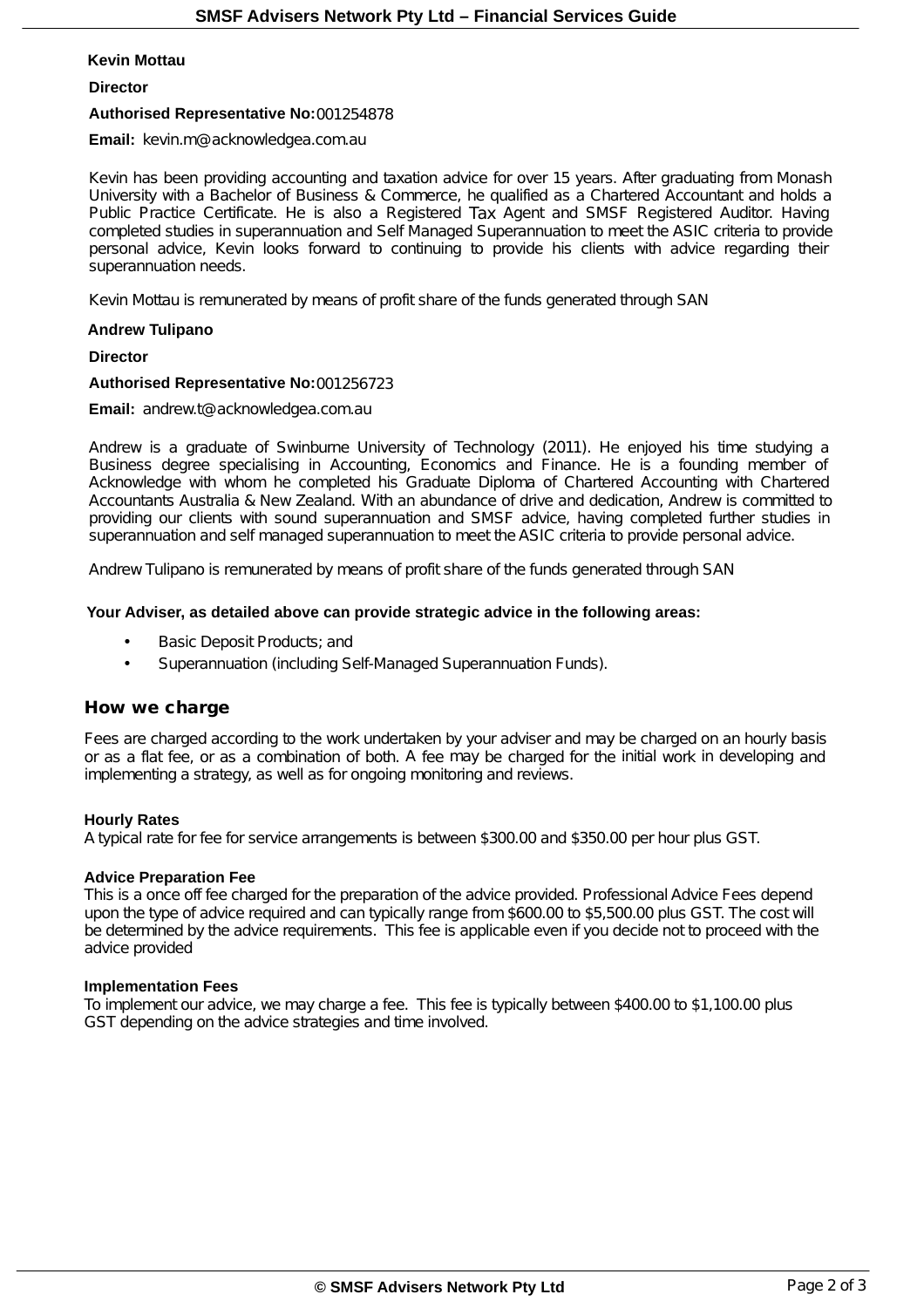**Kevin Mottau**

**Director**

**Authorised Representative No:** 001254878

**Email:** kevin.m@acknowledgea.com.au

Kevin has been providing accounting and taxation advice for over 15 years. After graduating from Monash University with a Bachelor of Business & Commerce, he qualified as a Chartered Accountant and holds a Public Practice Certificate. He is also a Registered Tax Agent and SMSF Registered Auditor. Having completed studies in superannuation and Self Managed Superannuation to meet the ASIC criteria to provide personal advice, Kevin looks forward to continuing to provide his clients with advice regarding their superannuation needs.

Kevin Mottau is remunerated by means of profit share of the funds generated through SAN

**Andrew Tulipano**

**Director**

**Authorised Representative No:** 001256723

**Email:** andrew.t@acknowledgea.com.au

Andrew is a graduate of Swinburne University of Technology (2011). He enjoyed his time studying a Business degree specialising in Accounting, Economics and Finance. He is a founding member of Acknowledge with whom he completed his Graduate Diploma of Chartered Accounting with Chartered Accountants Australia & New Zealand. With an abundance of drive and dedication, Andrew is committed to providing our clients with sound superannuation and SMSF advice, having completed further studies in superannuation and self managed superannuation to meet the ASIC criteria to provide personal advice.

Andrew Tulipano is remunerated by means of profit share of the funds generated through SAN

**Your Adviser, as detailed above can provide strategic advice in the following areas:**

- Basic Deposit Products; and
- Superannuation (including Self-Managed Superannuation Funds).

## How we charge

Fees are charged according to the work undertaken by your adviser and may be charged on an hourly basis or as a flat fee, or as a combination of both. A fee may be charged for the initial work in developing and implementing a strategy, as well as for ongoing monitoring and reviews.

**Hourly Rates**

A typical rate for fee for service arrangements is between $300.00 and $350.00 per hour plus GST.

**Advice Preparation Fee**

This is a once off fee charged for the preparation of the advice provided. Professional Advice Fees depend upon the type of advice required and can typically range from $600.00 to $5,500.00 plus GST. The cost will be determined by the advice requirements. This fee is applicable even if you decide not to proceed with the advice provided

**Implementation Fees**

To implement our advice, we may charge a fee. This fee is typically between $400.00 to $1,100.00 plus GST depending on the advice strategies and time involved.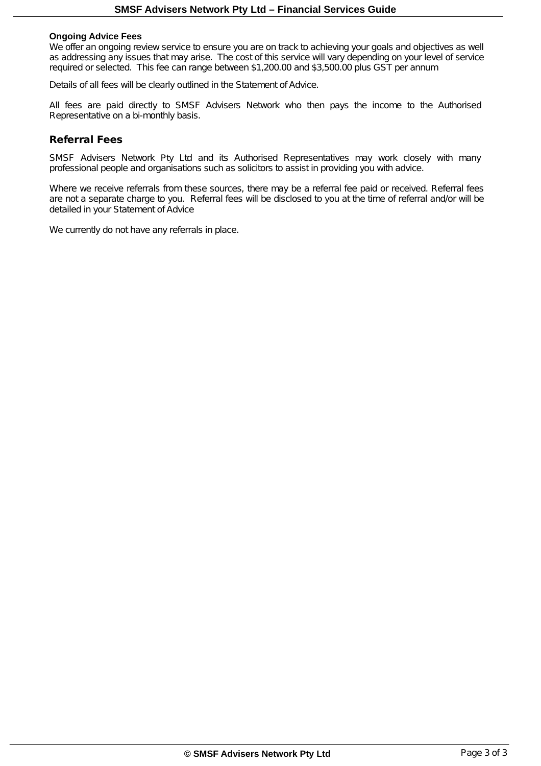### Ongoing Advice Fees

We offer an ongoing review service to ensure you are on track to achieving your goals and objectives as well as addressing any issues that may arise. The cost of this service will vary depending on your level of service required or selected. This fee can range between $1,200.00 and $3,500.00 plus GST per annum

Details of all fees will be clearly outlined in the Statement of Advice.

All fees are paid directly to SMSF Advisers Network who then pays the income to the Authorised Representative on a bi-monthly basis.

## Referral Fees

SMSF Advisers Network Pty Ltd and its Authorised Representatives may work closely with many professional people and organisations such as solicitors to assist in providing you with advice.

Where we receive referrals from these sources, there may be a referral fee paid or received. Referral fees are not a separate charge to you. Referral fees will be disclosed to you at the time of referral and/or will be detailed in your Statement of Advice

We currently do not have any referrals in place.